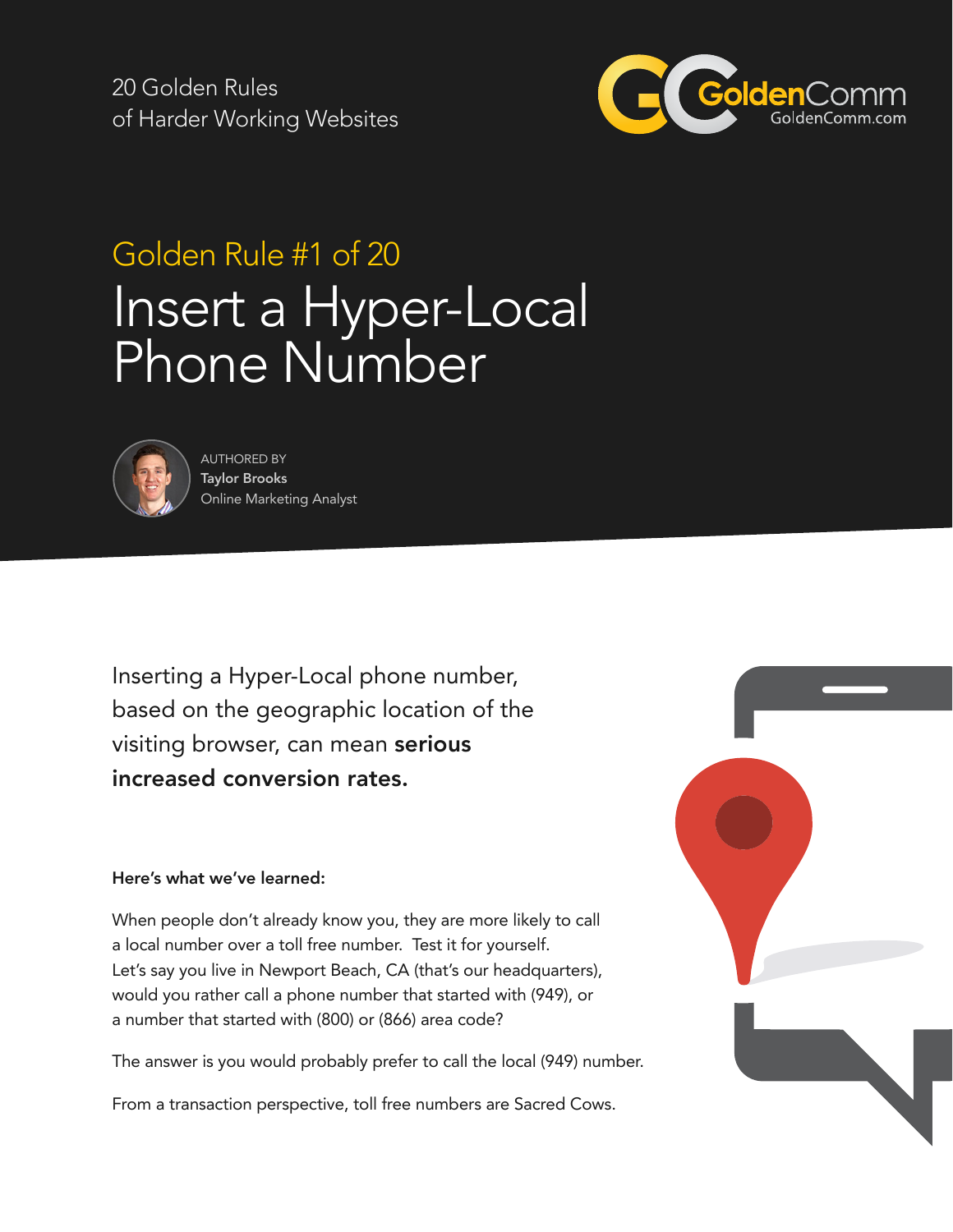20 Golden Rules
of Harder Working Websites

GoldenComm
GoldenComm.com

## Golden Rule #1 of 20

# Insert a Hyper-Local Phone Number

AUTHORED BY
**Taylor Brooks**
Online Marketing Analyst

Inserting a Hyper-Local phone number, based on the geographic location of the visiting browser, can mean **serious increased conversion rates.**

**Here's what we've learned:**

When people don't already know you, they are more likely to call a local number over a toll free number. Test it for yourself. Let's say you live in Newport Beach, CA (that's our headquarters), would you rather call a phone number that started with (949), or a number that started with (800) or (866) area code?

The answer is you would probably prefer to call the local (949) number.

From a transaction perspective, toll free numbers are Sacred Cows.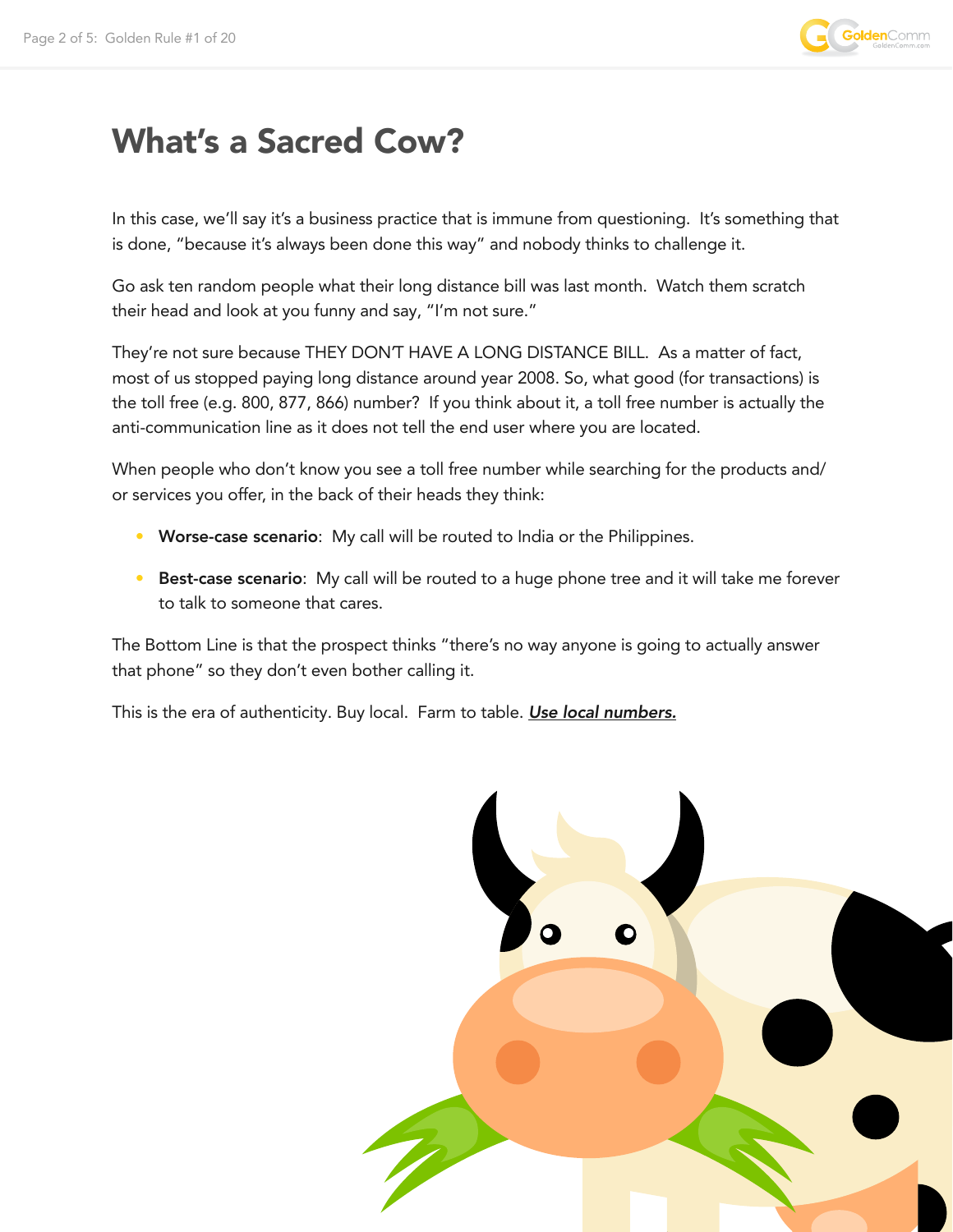# What's a Sacred Cow?

In this case, we'll say it's a business practice that is immune from questioning. It's something that is done, "because it's always been done this way" and nobody thinks to challenge it.

Go ask ten random people what their long distance bill was last month. Watch them scratch their head and look at you funny and say, "I'm not sure."

They're not sure because THEY DON'T HAVE A LONG DISTANCE BILL. As a matter of fact, most of us stopped paying long distance around year 2008. So, what good (for transactions) is the toll free (e.g. 800, 877, 866) number? If you think about it, a toll free number is actually the anti-communication line as it does not tell the end user where you are located.

When people who don't know you see a toll free number while searching for the products and/or services you offer, in the back of their heads they think:

- **Worse-case scenario**: My call will be routed to India or the Philippines.
- **Best-case scenario**: My call will be routed to a huge phone tree and it will take me forever to talk to someone that cares.

The Bottom Line is that the prospect thinks "there's no way anyone is going to actually answer that phone" so they don't even bother calling it.

This is the era of authenticity. Buy local. Farm to table. ***Use local numbers.***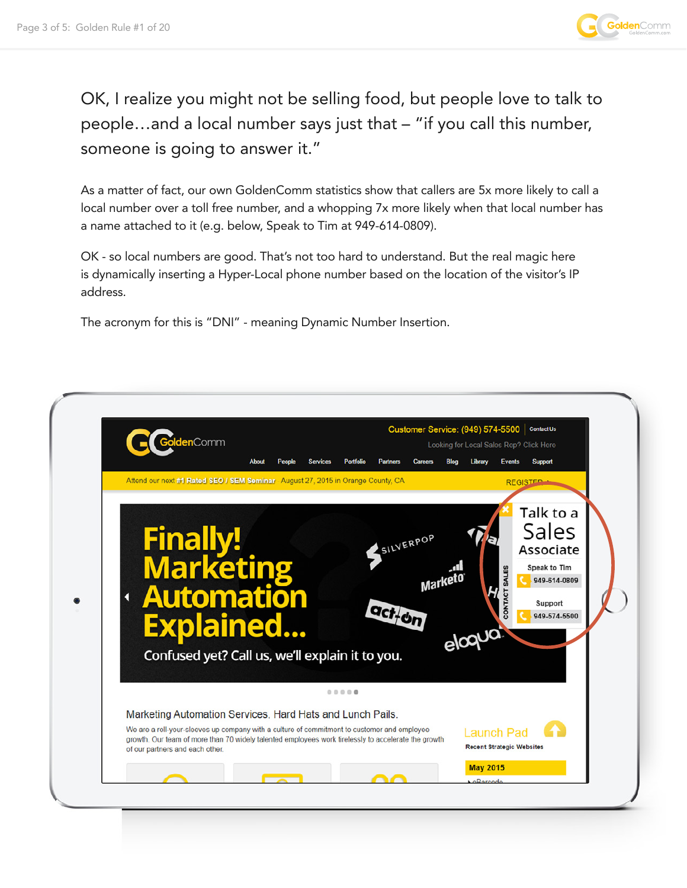OK, I realize you might not be selling food, but people love to talk to people…and a local number says just that – "if you call this number, someone is going to answer it."

As a matter of fact, our own GoldenComm statistics show that callers are 5x more likely to call a local number over a toll free number, and a whopping 7x more likely when that local number has a name attached to it (e.g. below, Speak to Tim at 949-614-0809).

OK - so local numbers are good. That's not too hard to understand. But the real magic here is dynamically inserting a Hyper-Local phone number based on the location of the visitor's IP address.

The acronym for this is "DNI" - meaning Dynamic Number Insertion.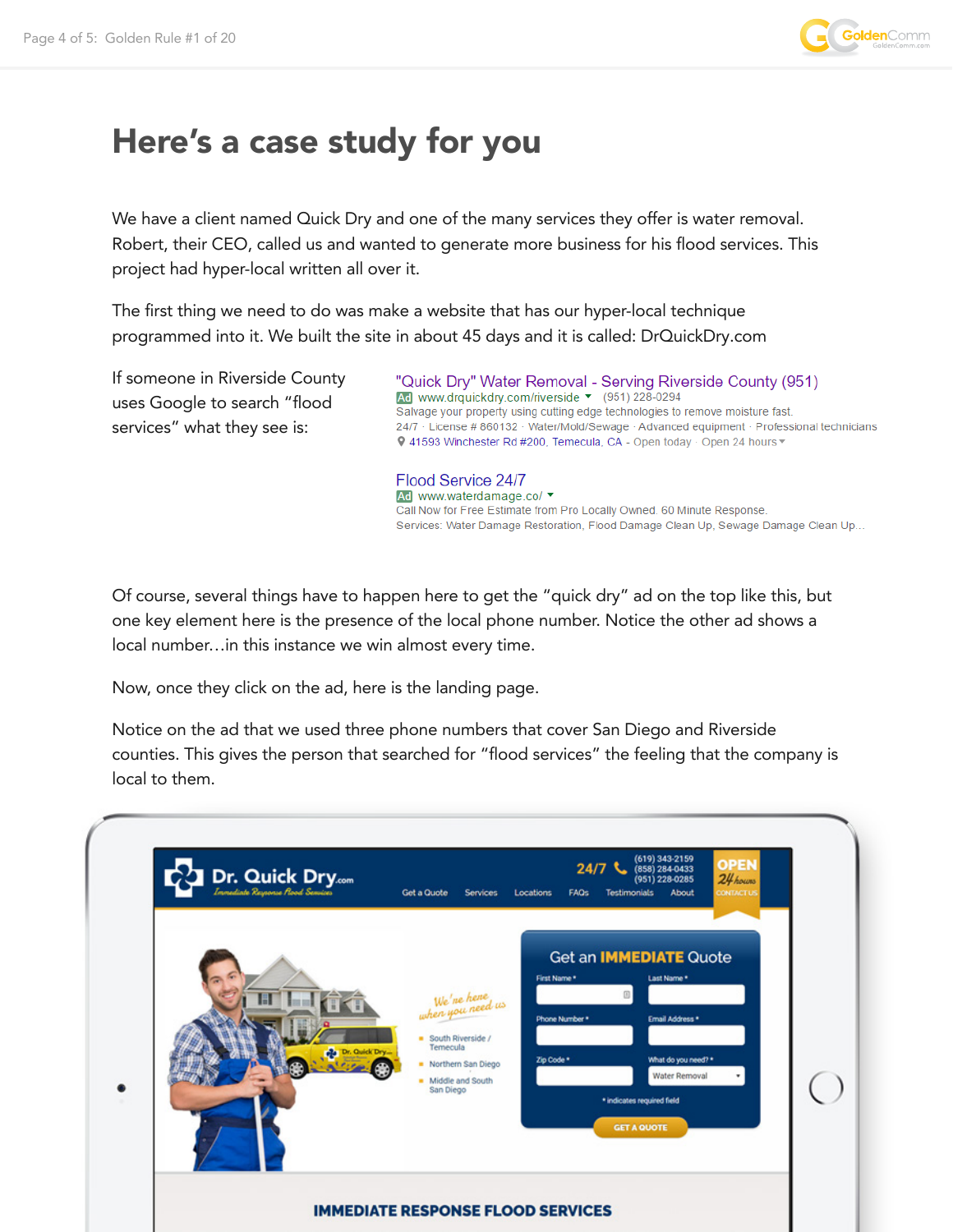# Here's a case study for you

We have a client named Quick Dry and one of the many services they offer is water removal. Robert, their CEO, called us and wanted to generate more business for his flood services. This project had hyper-local written all over it.

The first thing we need to do was make a website that has our hyper-local technique programmed into it. We built the site in about 45 days and it is called: DrQuickDry.com

If someone in Riverside County uses Google to search "flood services" what they see is:

"Quick Dry" Water Removal - Serving Riverside County (951)
Ad www.drquickdry.com/riverside (951) 228-0294
Salvage your property using cutting edge technologies to remove moisture fast.
24/7 · License # 860132 · Water/Mold/Sewage · Advanced equipment · Professional technicians
41593 Winchester Rd #200, Temecula, CA - Open today · Open 24 hours

Flood Service 24/7
Ad www.waterdamage.co/
Call Now for Free Estimate from Pro Locally Owned. 60 Minute Response.
Services: Water Damage Restoration, Flood Damage Clean Up, Sewage Damage Clean Up...

Of course, several things have to happen here to get the "quick dry" ad on the top like this, but one key element here is the presence of the local phone number. Notice the other ad shows a local number…in this instance we win almost every time.

Now, once they click on the ad, here is the landing page.

Notice on the ad that we used three phone numbers that cover San Diego and Riverside counties. This gives the person that searched for "flood services" the feeling that the company is local to them.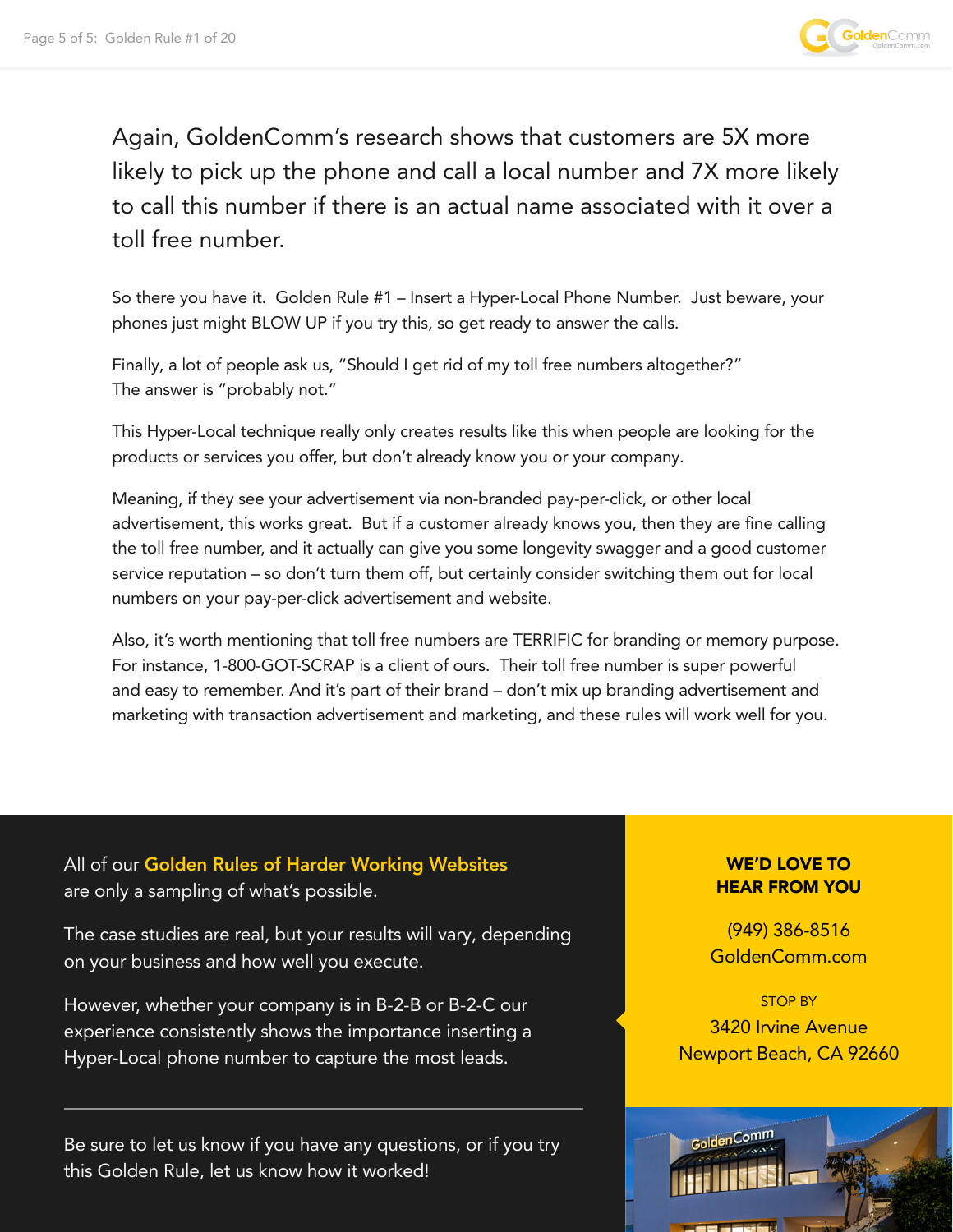Again, GoldenComm's research shows that customers are 5X more likely to pick up the phone and call a local number and 7X more likely to call this number if there is an actual name associated with it over a toll free number.

So there you have it. Golden Rule #1 – Insert a Hyper-Local Phone Number. Just beware, your phones just might BLOW UP if you try this, so get ready to answer the calls.

Finally, a lot of people ask us, "Should I get rid of my toll free numbers altogether?" The answer is "probably not."

This Hyper-Local technique really only creates results like this when people are looking for the products or services you offer, but don't already know you or your company.

Meaning, if they see your advertisement via non-branded pay-per-click, or other local advertisement, this works great. But if a customer already knows you, then they are fine calling the toll free number, and it actually can give you some longevity swagger and a good customer service reputation – so don't turn them off, but certainly consider switching them out for local numbers on your pay-per-click advertisement and website.

Also, it's worth mentioning that toll free numbers are TERRIFIC for branding or memory purpose. For instance, 1-800-GOT-SCRAP is a client of ours. Their toll free number is super powerful and easy to remember. And it's part of their brand – don't mix up branding advertisement and marketing with transaction advertisement and marketing, and these rules will work well for you.

All of our **Golden Rules of Harder Working Websites** are only a sampling of what's possible.

The case studies are real, but your results will vary, depending on your business and how well you execute.

However, whether your company is in B-2-B or B-2-C our experience consistently shows the importance inserting a Hyper-Local phone number to capture the most leads.

---

Be sure to let us know if you have any questions, or if you try this Golden Rule, let us know how it worked!

**WE'D LOVE TO HEAR FROM YOU**

(949) 386-8516
GoldenComm.com

STOP BY
3420 Irvine Avenue
Newport Beach, CA 92660